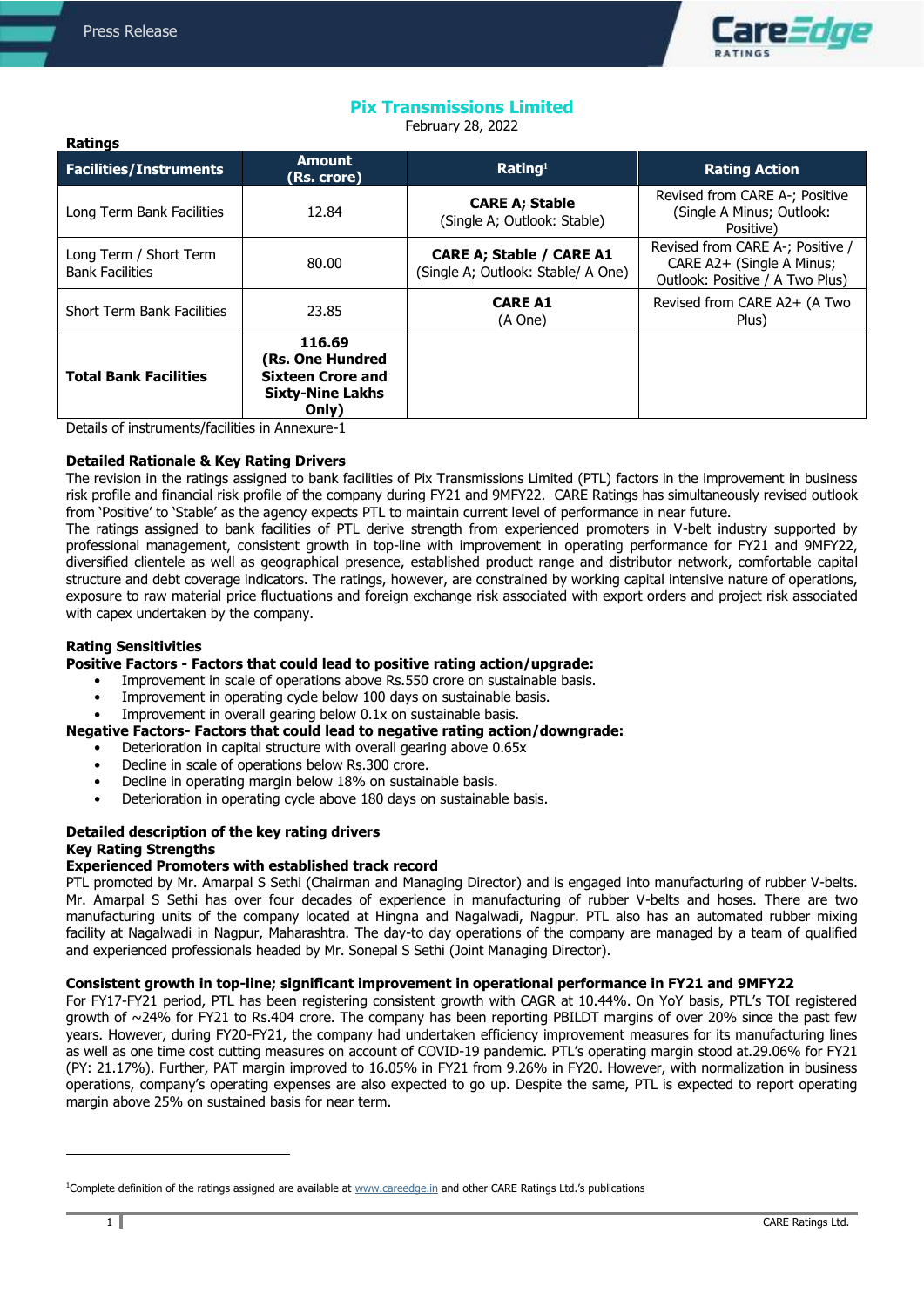# Pix Transmissions Limited

February 28, 2022

**Ratings**

| Facilities/Instruments | Amount (Rs. crore) | Rating[1] | Rating Action |
|---|---|---|---|
| Long Term Bank Facilities | 12.84 | **CARE A; Stable** (Single A; Outlook: Stable) | Revised from CARE A-; Positive (Single A Minus; Outlook: Positive) |
| Long Term / Short Term Bank Facilities | 80.00 | **CARE A; Stable / CARE A1** (Single A; Outlook: Stable/ A One) | Revised from CARE A-; Positive / CARE A2+ (Single A Minus; Outlook: Positive / A Two Plus) |
| Short Term Bank Facilities | 23.85 | **CARE A1** (A One) | Revised from CARE A2+ (A Two Plus) |
| **Total Bank Facilities** | **116.69 (Rs. One Hundred Sixteen Crore and Sixty-Nine Lakhs Only)** | | |

Details of instruments/facilities in Annexure-1

**Detailed Rationale & Key Rating Drivers**

The revision in the ratings assigned to bank facilities of Pix Transmissions Limited (PTL) factors in the improvement in business risk profile and financial risk profile of the company during FY21 and 9MFY22. CARE Ratings has simultaneously revised outlook from 'Positive' to 'Stable' as the agency expects PTL to maintain current level of performance in near future.

The ratings assigned to bank facilities of PTL derive strength from experienced promoters in V-belt industry supported by professional management, consistent growth in top-line with improvement in operating performance for FY21 and 9MFY22, diversified clientele as well as geographical presence, established product range and distributor network, comfortable capital structure and debt coverage indicators. The ratings, however, are constrained by working capital intensive nature of operations, exposure to raw material price fluctuations and foreign exchange risk associated with export orders and project risk associated with capex undertaken by the company.

**Rating Sensitivities**

**Positive Factors - Factors that could lead to positive rating action/upgrade:**

- Improvement in scale of operations above Rs.550 crore on sustainable basis.
- Improvement in operating cycle below 100 days on sustainable basis.
- Improvement in overall gearing below 0.1x on sustainable basis.

**Negative Factors- Factors that could lead to negative rating action/downgrade:**

- Deterioration in capital structure with overall gearing above 0.65x
- Decline in scale of operations below Rs.300 crore.
- Decline in operating margin below 18% on sustainable basis.
- Deterioration in operating cycle above 180 days on sustainable basis.

**Detailed description of the key rating drivers**

**Key Rating Strengths**

**Experienced Promoters with established track record**

PTL promoted by Mr. Amarpal S Sethi (Chairman and Managing Director) and is engaged into manufacturing of rubber V-belts. Mr. Amarpal S Sethi has over four decades of experience in manufacturing of rubber V-belts and hoses. There are two manufacturing units of the company located at Hingna and Nagalwadi, Nagpur. PTL also has an automated rubber mixing facility at Nagalwadi in Nagpur, Maharashtra. The day-to day operations of the company are managed by a team of qualified and experienced professionals headed by Mr. Sonepal S Sethi (Joint Managing Director).

**Consistent growth in top-line; significant improvement in operational performance in FY21 and 9MFY22**

For FY17-FY21 period, PTL has been registering consistent growth with CAGR at 10.44%. On YoY basis, PTL's TOI registered growth of ~24% for FY21 to Rs.404 crore. The company has been reporting PBILDT margins of over 20% since the past few years. However, during FY20-FY21, the company had undertaken efficiency improvement measures for its manufacturing lines as well as one time cost cutting measures on account of COVID-19 pandemic. PTL's operating margin stood at.29.06% for FY21 (PY: 21.17%). Further, PAT margin improved to 16.05% in FY21 from 9.26% in FY20. However, with normalization in business operations, company's operating expenses are also expected to go up. Despite the same, PTL is expected to report operating margin above 25% on sustained basis for near term.

[1]Complete definition of the ratings assigned are available at www.careedge.in and other CARE Ratings Ltd.'s publications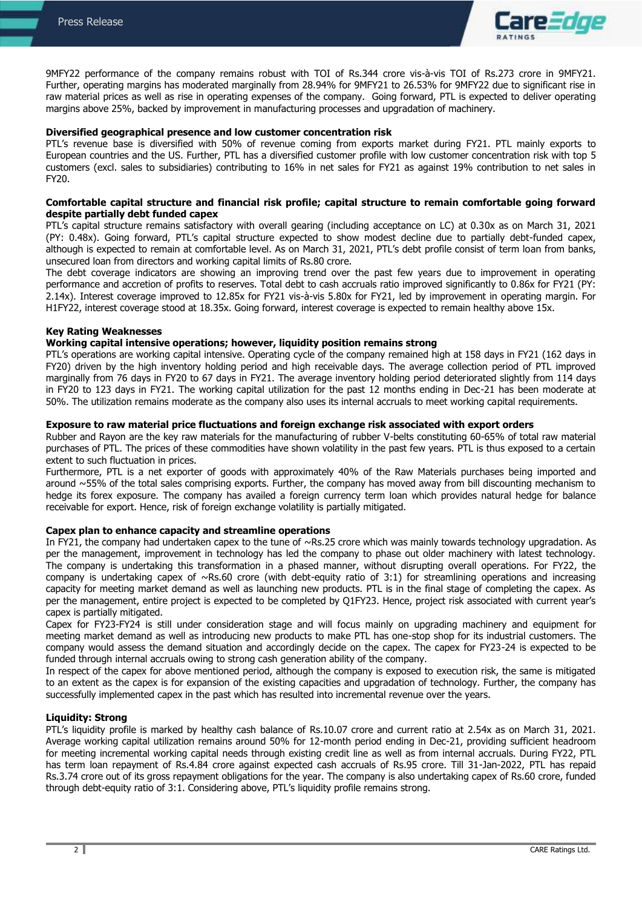9MFY22 performance of the company remains robust with TOI of Rs.344 crore vis-à-vis TOI of Rs.273 crore in 9MFY21. Further, operating margins has moderated marginally from 28.94% for 9MFY21 to 26.53% for 9MFY22 due to significant rise in raw material prices as well as rise in operating expenses of the company. Going forward, PTL is expected to deliver operating margins above 25%, backed by improvement in manufacturing processes and upgradation of machinery.

**Diversified geographical presence and low customer concentration risk**

PTL's revenue base is diversified with 50% of revenue coming from exports market during FY21. PTL mainly exports to European countries and the US. Further, PTL has a diversified customer profile with low customer concentration risk with top 5 customers (excl. sales to subsidiaries) contributing to 16% in net sales for FY21 as against 19% contribution to net sales in FY20.

**Comfortable capital structure and financial risk profile; capital structure to remain comfortable going forward despite partially debt funded capex**

PTL's capital structure remains satisfactory with overall gearing (including acceptance on LC) at 0.30x as on March 31, 2021 (PY: 0.48x). Going forward, PTL's capital structure expected to show modest decline due to partially debt-funded capex, although is expected to remain at comfortable level. As on March 31, 2021, PTL's debt profile consist of term loan from banks, unsecured loan from directors and working capital limits of Rs.80 crore.

The debt coverage indicators are showing an improving trend over the past few years due to improvement in operating performance and accretion of profits to reserves. Total debt to cash accruals ratio improved significantly to 0.86x for FY21 (PY: 2.14x). Interest coverage improved to 12.85x for FY21 vis-à-vis 5.80x for FY21, led by improvement in operating margin. For H1FY22, interest coverage stood at 18.35x. Going forward, interest coverage is expected to remain healthy above 15x.

**Key Rating Weaknesses**

**Working capital intensive operations; however, liquidity position remains strong**

PTL's operations are working capital intensive. Operating cycle of the company remained high at 158 days in FY21 (162 days in FY20) driven by the high inventory holding period and high receivable days. The average collection period of PTL improved marginally from 76 days in FY20 to 67 days in FY21. The average inventory holding period deteriorated slightly from 114 days in FY20 to 123 days in FY21. The working capital utilization for the past 12 months ending in Dec-21 has been moderate at 50%. The utilization remains moderate as the company also uses its internal accruals to meet working capital requirements.

**Exposure to raw material price fluctuations and foreign exchange risk associated with export orders**

Rubber and Rayon are the key raw materials for the manufacturing of rubber V-belts constituting 60-65% of total raw material purchases of PTL. The prices of these commodities have shown volatility in the past few years. PTL is thus exposed to a certain extent to such fluctuation in prices.

Furthermore, PTL is a net exporter of goods with approximately 40% of the Raw Materials purchases being imported and around ~55% of the total sales comprising exports. Further, the company has moved away from bill discounting mechanism to hedge its forex exposure. The company has availed a foreign currency term loan which provides natural hedge for balance receivable for export. Hence, risk of foreign exchange volatility is partially mitigated.

**Capex plan to enhance capacity and streamline operations**

In FY21, the company had undertaken capex to the tune of ~Rs.25 crore which was mainly towards technology upgradation. As per the management, improvement in technology has led the company to phase out older machinery with latest technology. The company is undertaking this transformation in a phased manner, without disrupting overall operations. For FY22, the company is undertaking capex of ~Rs.60 crore (with debt-equity ratio of 3:1) for streamlining operations and increasing capacity for meeting market demand as well as launching new products. PTL is in the final stage of completing the capex. As per the management, entire project is expected to be completed by Q1FY23. Hence, project risk associated with current year's capex is partially mitigated.

Capex for FY23-FY24 is still under consideration stage and will focus mainly on upgrading machinery and equipment for meeting market demand as well as introducing new products to make PTL has one-stop shop for its industrial customers. The company would assess the demand situation and accordingly decide on the capex. The capex for FY23-24 is expected to be funded through internal accruals owing to strong cash generation ability of the company.

In respect of the capex for above mentioned period, although the company is exposed to execution risk, the same is mitigated to an extent as the capex is for expansion of the existing capacities and upgradation of technology. Further, the company has successfully implemented capex in the past which has resulted into incremental revenue over the years.

**Liquidity: Strong**

PTL's liquidity profile is marked by healthy cash balance of Rs.10.07 crore and current ratio at 2.54x as on March 31, 2021. Average working capital utilization remains around 50% for 12-month period ending in Dec-21, providing sufficient headroom for meeting incremental working capital needs through existing credit line as well as from internal accruals. During FY22, PTL has term loan repayment of Rs.4.84 crore against expected cash accruals of Rs.95 crore. Till 31-Jan-2022, PTL has repaid Rs.3.74 crore out of its gross repayment obligations for the year. The company is also undertaking capex of Rs.60 crore, funded through debt-equity ratio of 3:1. Considering above, PTL's liquidity profile remains strong.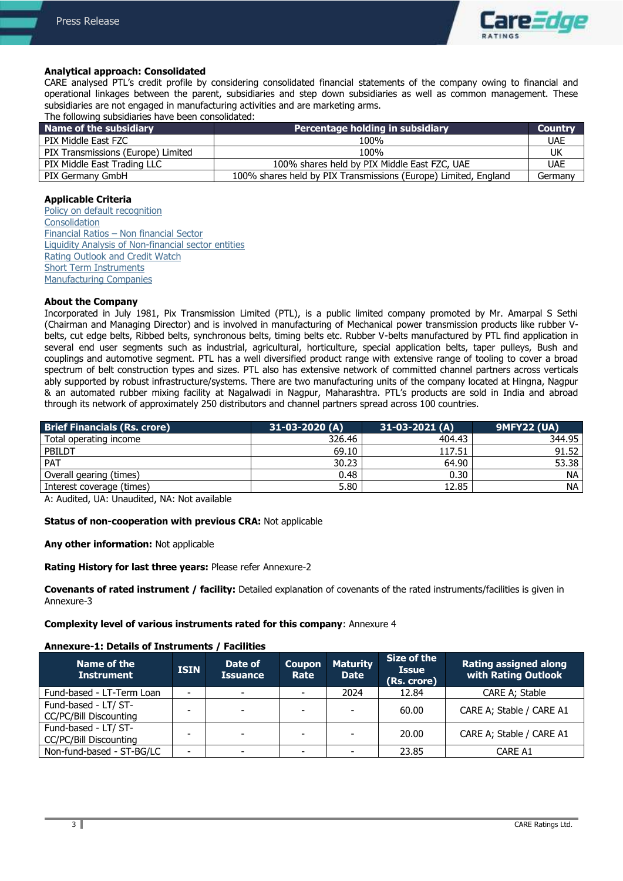**Analytical approach: Consolidated**

CARE analysed PTL's credit profile by considering consolidated financial statements of the company owing to financial and operational linkages between the parent, subsidiaries and step down subsidiaries as well as common management. These subsidiaries are not engaged in manufacturing activities and are marketing arms.

The following subsidiaries have been consolidated:

| Name of the subsidiary | Percentage holding in subsidiary | Country |
|---|---|---|
| PIX Middle East FZC | 100% | UAE |
| PIX Transmissions (Europe) Limited | 100% | UK |
| PIX Middle East Trading LLC | 100% shares held by PIX Middle East FZC, UAE | UAE |
| PIX Germany GmbH | 100% shares held by PIX Transmissions (Europe) Limited, England | Germany |

**Applicable Criteria**

Policy on default recognition
Consolidation
Financial Ratios – Non financial Sector
Liquidity Analysis of Non-financial sector entities
Rating Outlook and Credit Watch
Short Term Instruments
Manufacturing Companies

**About the Company**

Incorporated in July 1981, Pix Transmission Limited (PTL), is a public limited company promoted by Mr. Amarpal S Sethi (Chairman and Managing Director) and is involved in manufacturing of Mechanical power transmission products like rubber V-belts, cut edge belts, Ribbed belts, synchronous belts, timing belts etc. Rubber V-belts manufactured by PTL find application in several end user segments such as industrial, agricultural, horticulture, special application belts, taper pulleys, Bush and couplings and automotive segment. PTL has a well diversified product range with extensive range of tooling to cover a broad spectrum of belt construction types and sizes. PTL also has extensive network of committed channel partners across verticals ably supported by robust infrastructure/systems. There are two manufacturing units of the company located at Hingna, Nagpur & an automated rubber mixing facility at Nagalwadi in Nagpur, Maharashtra. PTL's products are sold in India and abroad through its network of approximately 250 distributors and channel partners spread across 100 countries.

| Brief Financials (Rs. crore) | 31-03-2020 (A) | 31-03-2021 (A) | 9MFY22 (UA) |
|---|---|---|---|
| Total operating income | 326.46 | 404.43 | 344.95 |
| PBILDT | 69.10 | 117.51 | 91.52 |
| PAT | 30.23 | 64.90 | 53.38 |
| Overall gearing (times) | 0.48 | 0.30 | NA |
| Interest coverage (times) | 5.80 | 12.85 | NA |

A: Audited, UA: Unaudited, NA: Not available

**Status of non-cooperation with previous CRA:** Not applicable

**Any other information:** Not applicable

**Rating History for last three years:** Please refer Annexure-2

**Covenants of rated instrument / facility:** Detailed explanation of covenants of the rated instruments/facilities is given in Annexure-3

**Complexity level of various instruments rated for this company**: Annexure 4

**Annexure-1: Details of Instruments / Facilities**

| Name of the Instrument | ISIN | Date of Issuance | Coupon Rate | Maturity Date | Size of the Issue (Rs. crore) | Rating assigned along with Rating Outlook |
|---|---|---|---|---|---|---|
| Fund-based - LT-Term Loan | - | - | - | 2024 | 12.84 | CARE A; Stable |
| Fund-based - LT/ ST-CC/PC/Bill Discounting | - | - | - | - | 60.00 | CARE A; Stable / CARE A1 |
| Fund-based - LT/ ST-CC/PC/Bill Discounting | - | - | - | - | 20.00 | CARE A; Stable / CARE A1 |
| Non-fund-based - ST-BG/LC | - | - | - | - | 23.85 | CARE A1 |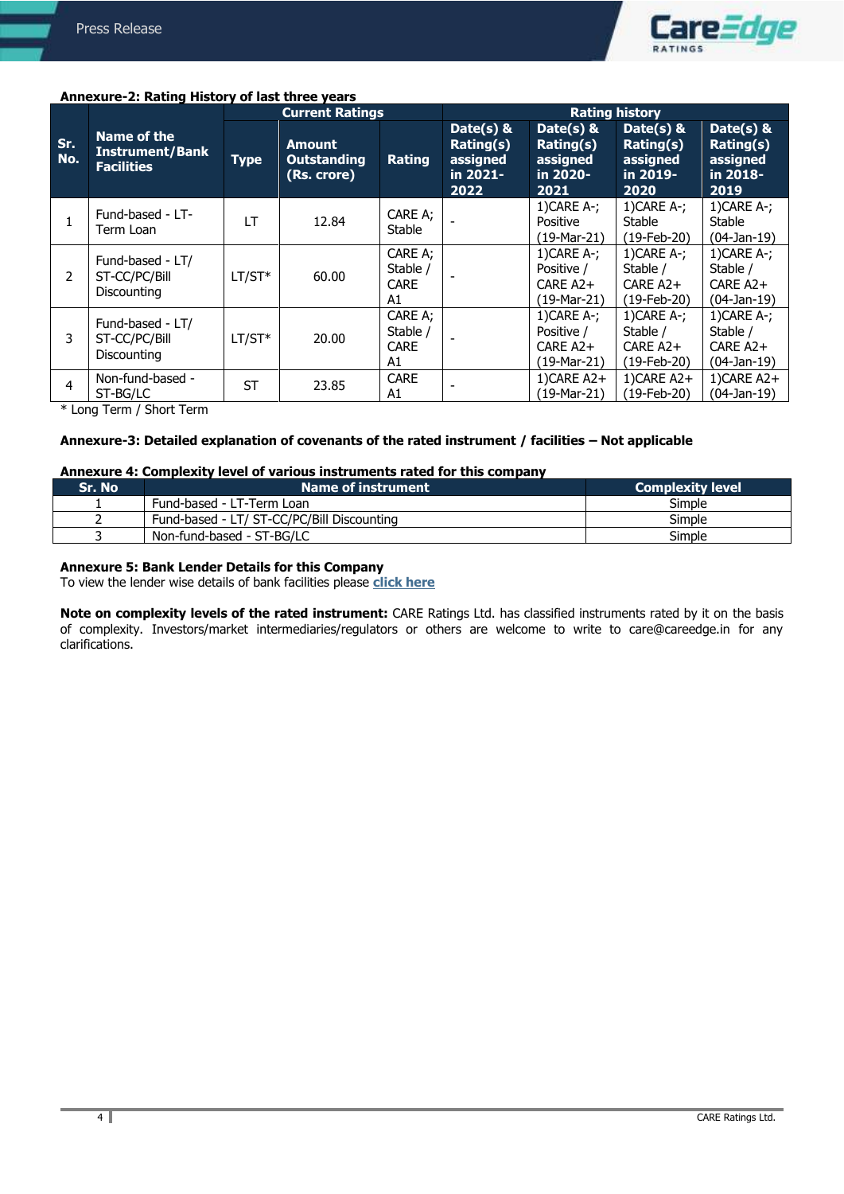**Annexure-2: Rating History of last three years**

| Sr. No. | Name of the Instrument/Bank Facilities | Current Ratings | | | Rating history | | | |
|---|---|---|---|---|---|---|---|---|
| | | Type | Amount Outstanding (Rs. crore) | Rating | Date(s) & Rating(s) assigned in 2021-2022 | Date(s) & Rating(s) assigned in 2020-2021 | Date(s) & Rating(s) assigned in 2019-2020 | Date(s) & Rating(s) assigned in 2018-2019 |
| 1 | Fund-based - LT-Term Loan | LT | 12.84 | CARE A; Stable | - | 1)CARE A-; Positive (19-Mar-21) | 1)CARE A-; Stable (19-Feb-20) | 1)CARE A-; Stable (04-Jan-19) |
| 2 | Fund-based - LT/ ST-CC/PC/Bill Discounting | LT/ST* | 60.00 | CARE A; Stable / CARE A1 | - | 1)CARE A-; Positive / CARE A2+ (19-Mar-21) | 1)CARE A-; Stable / CARE A2+ (19-Feb-20) | 1)CARE A-; Stable / CARE A2+ (04-Jan-19) |
| 3 | Fund-based - LT/ ST-CC/PC/Bill Discounting | LT/ST* | 20.00 | CARE A; Stable / CARE A1 | - | 1)CARE A-; Positive / CARE A2+ (19-Mar-21) | 1)CARE A-; Stable / CARE A2+ (19-Feb-20) | 1)CARE A-; Stable / CARE A2+ (04-Jan-19) |
| 4 | Non-fund-based - ST-BG/LC | ST | 23.85 | CARE A1 | - | 1)CARE A2+ (19-Mar-21) | 1)CARE A2+ (19-Feb-20) | 1)CARE A2+ (04-Jan-19) |

* Long Term / Short Term

**Annexure-3: Detailed explanation of covenants of the rated instrument / facilities – Not applicable**

**Annexure 4: Complexity level of various instruments rated for this company**

| Sr. No | Name of instrument | Complexity level |
|---|---|---|
| 1 | Fund-based - LT-Term Loan | Simple |
| 2 | Fund-based - LT/ ST-CC/PC/Bill Discounting | Simple |
| 3 | Non-fund-based - ST-BG/LC | Simple |

**Annexure 5: Bank Lender Details for this Company**

To view the lender wise details of bank facilities please **click here**

**Note on complexity levels of the rated instrument:** CARE Ratings Ltd. has classified instruments rated by it on the basis of complexity. Investors/market intermediaries/regulators or others are welcome to write to care@careedge.in for any clarifications.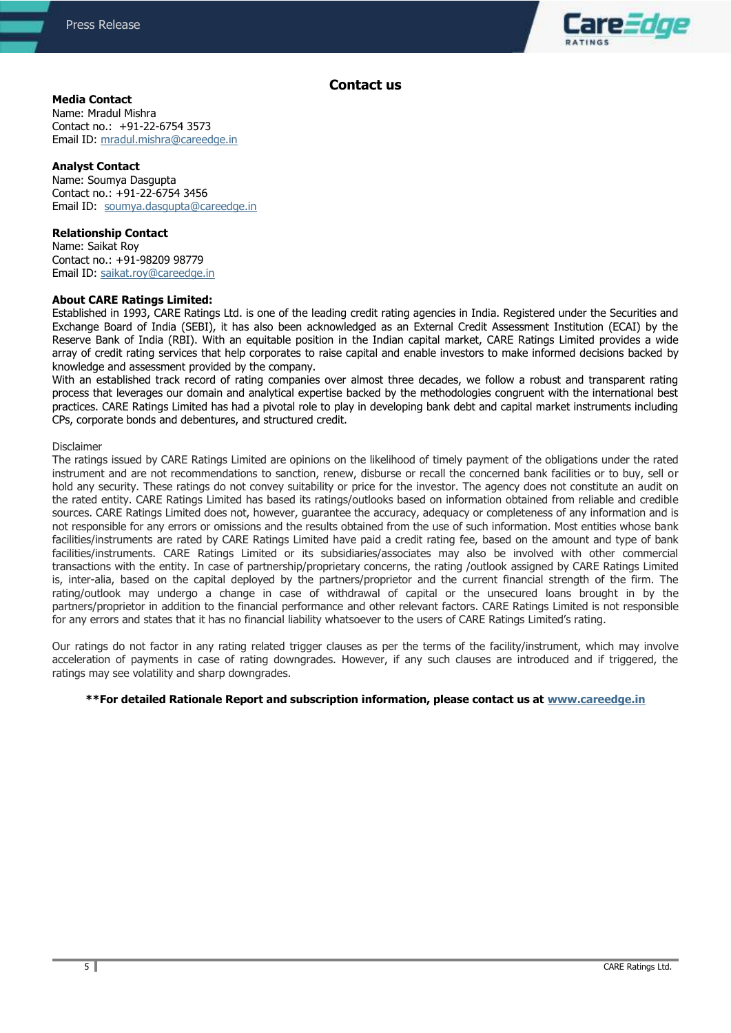## Contact us

**Media Contact**
Name: Mradul Mishra
Contact no.: +91-22-6754 3573
Email ID: mradul.mishra@careedge.in

**Analyst Contact**
Name: Soumya Dasgupta
Contact no.: +91-22-6754 3456
Email ID: soumya.dasgupta@careedge.in

**Relationship Contact**
Name: Saikat Roy
Contact no.: +91-98209 98779
Email ID: saikat.roy@careedge.in

**About CARE Ratings Limited:**
Established in 1993, CARE Ratings Ltd. is one of the leading credit rating agencies in India. Registered under the Securities and Exchange Board of India (SEBI), it has also been acknowledged as an External Credit Assessment Institution (ECAI) by the Reserve Bank of India (RBI). With an equitable position in the Indian capital market, CARE Ratings Limited provides a wide array of credit rating services that help corporates to raise capital and enable investors to make informed decisions backed by knowledge and assessment provided by the company.
With an established track record of rating companies over almost three decades, we follow a robust and transparent rating process that leverages our domain and analytical expertise backed by the methodologies congruent with the international best practices. CARE Ratings Limited has had a pivotal role to play in developing bank debt and capital market instruments including CPs, corporate bonds and debentures, and structured credit.

Disclaimer
The ratings issued by CARE Ratings Limited are opinions on the likelihood of timely payment of the obligations under the rated instrument and are not recommendations to sanction, renew, disburse or recall the concerned bank facilities or to buy, sell or hold any security. These ratings do not convey suitability or price for the investor. The agency does not constitute an audit on the rated entity. CARE Ratings Limited has based its ratings/outlooks based on information obtained from reliable and credible sources. CARE Ratings Limited does not, however, guarantee the accuracy, adequacy or completeness of any information and is not responsible for any errors or omissions and the results obtained from the use of such information. Most entities whose bank facilities/instruments are rated by CARE Ratings Limited have paid a credit rating fee, based on the amount and type of bank facilities/instruments. CARE Ratings Limited or its subsidiaries/associates may also be involved with other commercial transactions with the entity. In case of partnership/proprietary concerns, the rating /outlook assigned by CARE Ratings Limited is, inter-alia, based on the capital deployed by the partners/proprietor and the current financial strength of the firm. The rating/outlook may undergo a change in case of withdrawal of capital or the unsecured loans brought in by the partners/proprietor in addition to the financial performance and other relevant factors. CARE Ratings Limited is not responsible for any errors and states that it has no financial liability whatsoever to the users of CARE Ratings Limited's rating.

Our ratings do not factor in any rating related trigger clauses as per the terms of the facility/instrument, which may involve acceleration of payments in case of rating downgrades. However, if any such clauses are introduced and if triggered, the ratings may see volatility and sharp downgrades.

**\*\*For detailed Rationale Report and subscription information, please contact us at www.careedge.in**